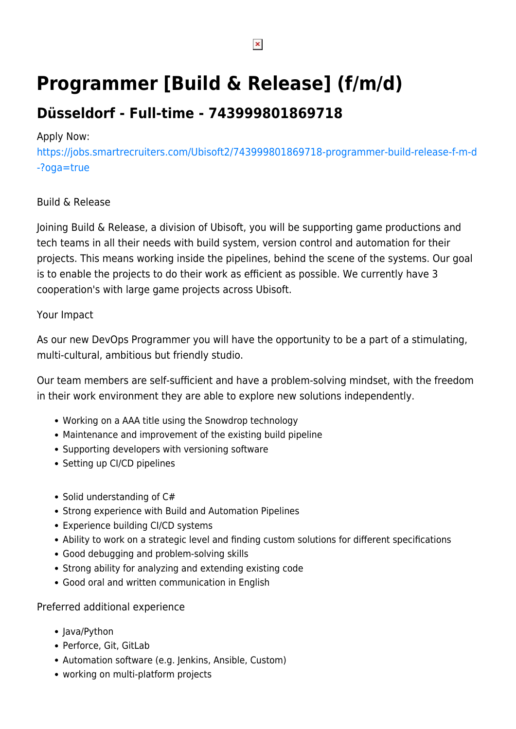# Programmer [Build & Release] (f/m/d)

## Düsseldorf - Full-time - 743999801869718

Apply Now:
https://jobs.smartrecruiters.com/Ubisoft2/743999801869718-programmer-build-release-f-m-d-?oga=true

Build & Release

Joining Build & Release, a division of Ubisoft, you will be supporting game productions and tech teams in all their needs with build system, version control and automation for their projects. This means working inside the pipelines, behind the scene of the systems. Our goal is to enable the projects to do their work as efficient as possible. We currently have 3 cooperation's with large game projects across Ubisoft.

Your Impact

As our new DevOps Programmer you will have the opportunity to be a part of a stimulating, multi-cultural, ambitious but friendly studio.

Our team members are self-sufficient and have a problem-solving mindset, with the freedom in their work environment they are able to explore new solutions independently.

- Working on a AAA title using the Snowdrop technology
- Maintenance and improvement of the existing build pipeline
- Supporting developers with versioning software
- Setting up CI/CD pipelines

- Solid understanding of C#
- Strong experience with Build and Automation Pipelines
- Experience building CI/CD systems
- Ability to work on a strategic level and finding custom solutions for different specifications
- Good debugging and problem-solving skills
- Strong ability for analyzing and extending existing code
- Good oral and written communication in English

Preferred additional experience

- Java/Python
- Perforce, Git, GitLab
- Automation software (e.g. Jenkins, Ansible, Custom)
- working on multi-platform projects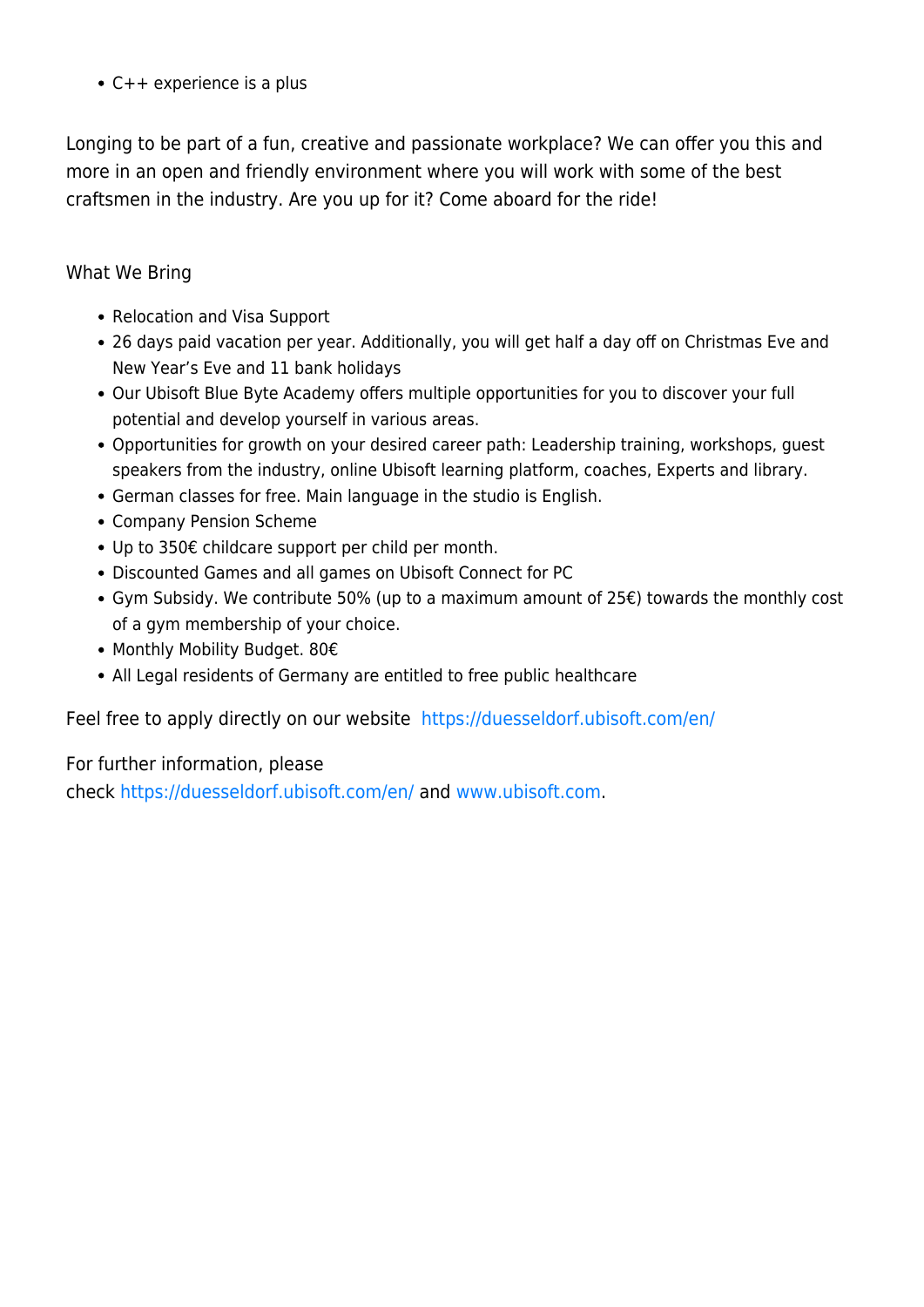- C++ experience is a plus

Longing to be part of a fun, creative and passionate workplace? We can offer you this and more in an open and friendly environment where you will work with some of the best craftsmen in the industry. Are you up for it? Come aboard for the ride!

What We Bring

- Relocation and Visa Support
- 26 days paid vacation per year. Additionally, you will get half a day off on Christmas Eve and New Year's Eve and 11 bank holidays
- Our Ubisoft Blue Byte Academy offers multiple opportunities for you to discover your full potential and develop yourself in various areas.
- Opportunities for growth on your desired career path: Leadership training, workshops, guest speakers from the industry, online Ubisoft learning platform, coaches, Experts and library.
- German classes for free. Main language in the studio is English.
- Company Pension Scheme
- Up to 350€ childcare support per child per month.
- Discounted Games and all games on Ubisoft Connect for PC
- Gym Subsidy. We contribute 50% (up to a maximum amount of 25€) towards the monthly cost of a gym membership of your choice.
- Monthly Mobility Budget. 80€
- All Legal residents of Germany are entitled to free public healthcare

Feel free to apply directly on our website https://duesseldorf.ubisoft.com/en/

For further information, please check https://duesseldorf.ubisoft.com/en/ and www.ubisoft.com.